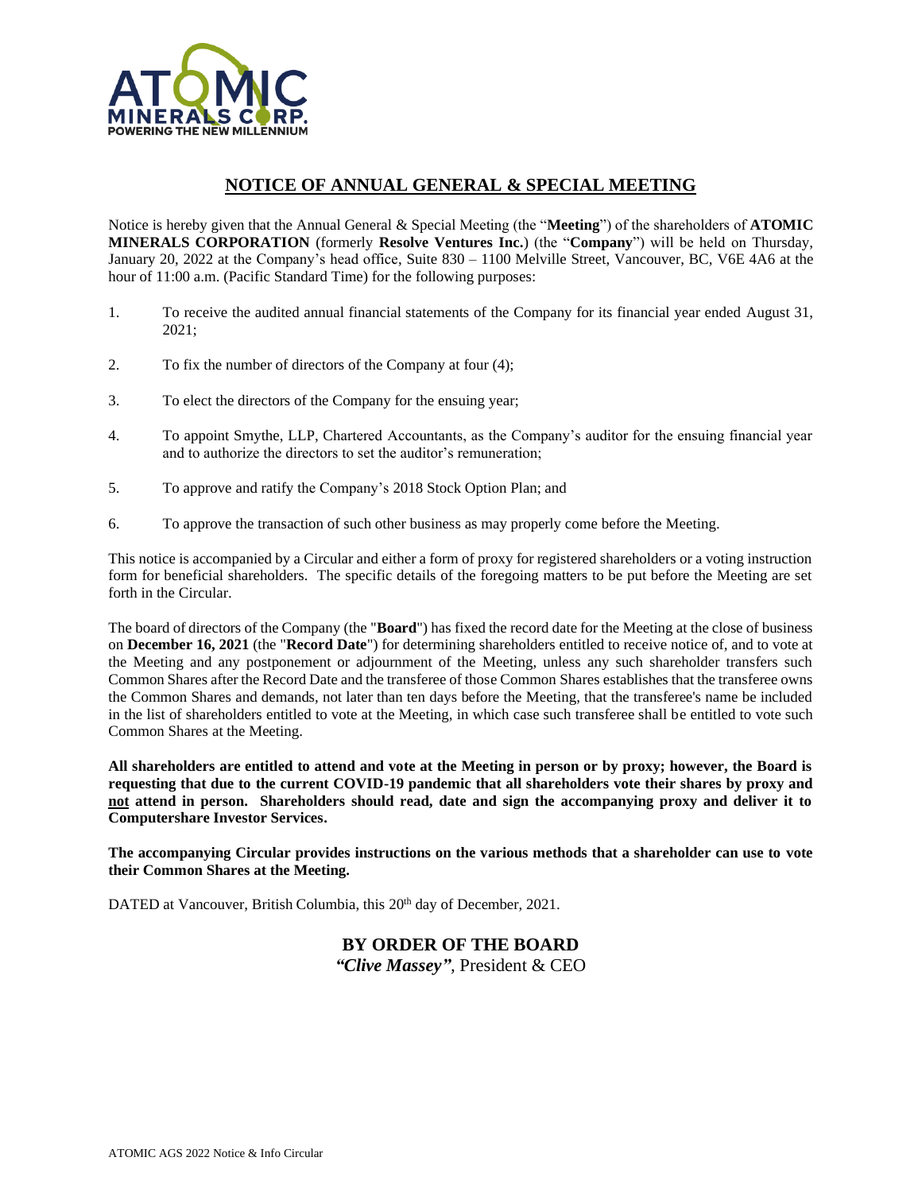# NOTICE OF ANNUAL GENERAL & SPECIAL MEETING

Notice is hereby given that the Annual General & Special Meeting (the "**Meeting**") of the shareholders of **ATOMIC MINERALS CORPORATION** (formerly **Resolve Ventures Inc.**) (the "**Company**") will be held on Thursday, January 20, 2022 at the Company's head office, Suite 830 – 1100 Melville Street, Vancouver, BC, V6E 4A6 at the hour of 11:00 a.m. (Pacific Standard Time) for the following purposes:

1. To receive the audited annual financial statements of the Company for its financial year ended August 31, 2021;
2. To fix the number of directors of the Company at four (4);
3. To elect the directors of the Company for the ensuing year;
4. To appoint Smythe, LLP, Chartered Accountants, as the Company's auditor for the ensuing financial year and to authorize the directors to set the auditor's remuneration;
5. To approve and ratify the Company's 2018 Stock Option Plan; and
6. To approve the transaction of such other business as may properly come before the Meeting.

This notice is accompanied by a Circular and either a form of proxy for registered shareholders or a voting instruction form for beneficial shareholders. The specific details of the foregoing matters to be put before the Meeting are set forth in the Circular.

The board of directors of the Company (the "**Board**") has fixed the record date for the Meeting at the close of business on **December 16, 2021** (the "**Record Date**") for determining shareholders entitled to receive notice of, and to vote at the Meeting and any postponement or adjournment of the Meeting, unless any such shareholder transfers such Common Shares after the Record Date and the transferee of those Common Shares establishes that the transferee owns the Common Shares and demands, not later than ten days before the Meeting, that the transferee's name be included in the list of shareholders entitled to vote at the Meeting, in which case such transferee shall be entitled to vote such Common Shares at the Meeting.

**All shareholders are entitled to attend and vote at the Meeting in person or by proxy; however, the Board is requesting that due to the current COVID-19 pandemic that all shareholders vote their shares by proxy and <u>not</u> attend in person. Shareholders should read, date and sign the accompanying proxy and deliver it to Computershare Investor Services.**

**The accompanying Circular provides instructions on the various methods that a shareholder can use to vote their Common Shares at the Meeting.**

DATED at Vancouver, British Columbia, this 20th day of December, 2021.

**BY ORDER OF THE BOARD**
***"Clive Massey"***, President & CEO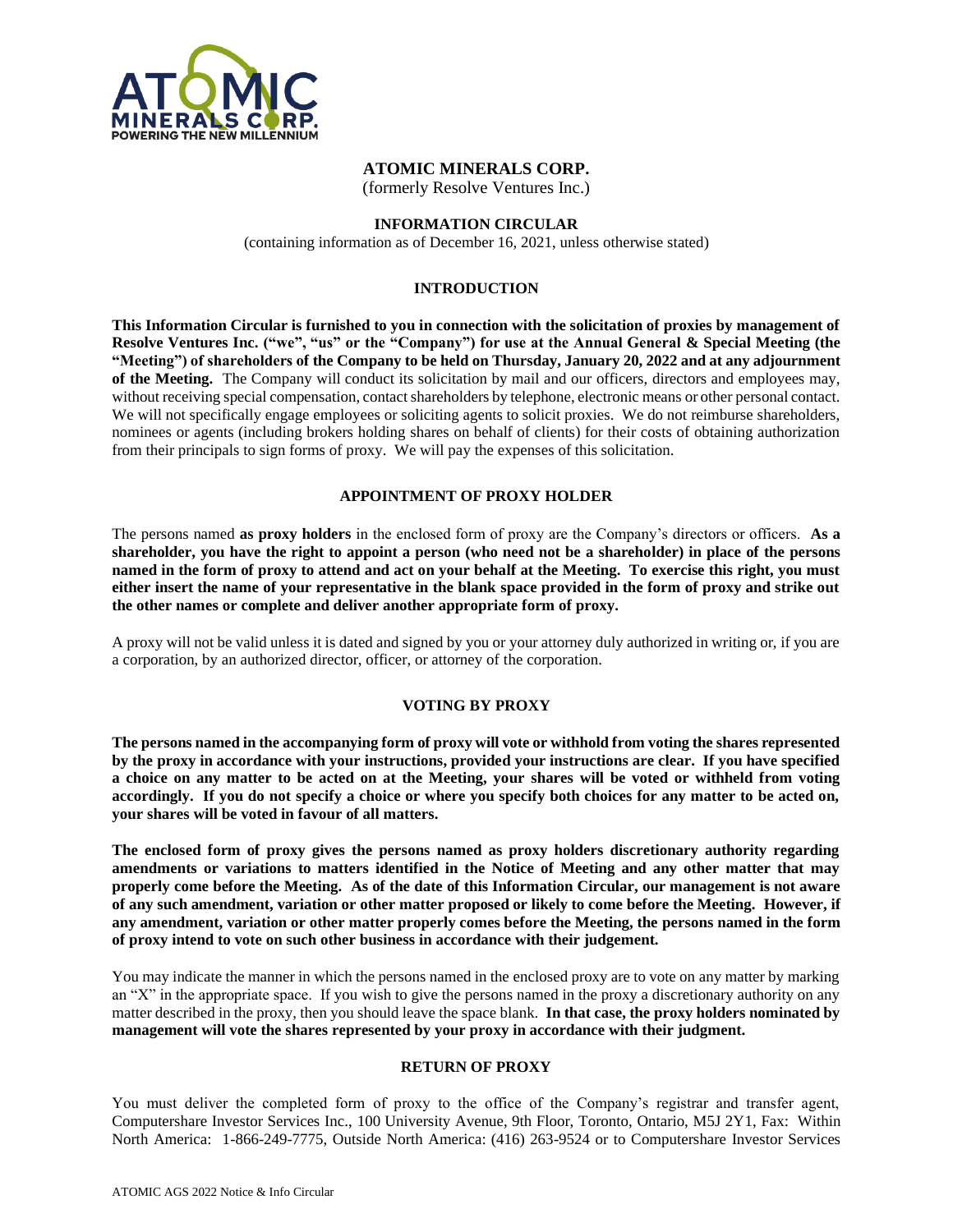**ATOMIC MINERALS CORP.**
(formerly Resolve Ventures Inc.)

**INFORMATION CIRCULAR**
(containing information as of December 16, 2021, unless otherwise stated)

## INTRODUCTION

**This Information Circular is furnished to you in connection with the solicitation of proxies by management of Resolve Ventures Inc. ("we", "us" or the "Company") for use at the Annual General & Special Meeting (the "Meeting") of shareholders of the Company to be held on Thursday, January 20, 2022 and at any adjournment of the Meeting.** The Company will conduct its solicitation by mail and our officers, directors and employees may, without receiving special compensation, contact shareholders by telephone, electronic means or other personal contact. We will not specifically engage employees or soliciting agents to solicit proxies. We do not reimburse shareholders, nominees or agents (including brokers holding shares on behalf of clients) for their costs of obtaining authorization from their principals to sign forms of proxy. We will pay the expenses of this solicitation.

## APPOINTMENT OF PROXY HOLDER

The persons named **as proxy holders** in the enclosed form of proxy are the Company's directors or officers. **As a shareholder, you have the right to appoint a person (who need not be a shareholder) in place of the persons named in the form of proxy to attend and act on your behalf at the Meeting. To exercise this right, you must either insert the name of your representative in the blank space provided in the form of proxy and strike out the other names or complete and deliver another appropriate form of proxy.**

A proxy will not be valid unless it is dated and signed by you or your attorney duly authorized in writing or, if you are a corporation, by an authorized director, officer, or attorney of the corporation.

## VOTING BY PROXY

**The persons named in the accompanying form of proxy will vote or withhold from voting the shares represented by the proxy in accordance with your instructions, provided your instructions are clear. If you have specified a choice on any matter to be acted on at the Meeting, your shares will be voted or withheld from voting accordingly. If you do not specify a choice or where you specify both choices for any matter to be acted on, your shares will be voted in favour of all matters.**

**The enclosed form of proxy gives the persons named as proxy holders discretionary authority regarding amendments or variations to matters identified in the Notice of Meeting and any other matter that may properly come before the Meeting. As of the date of this Information Circular, our management is not aware of any such amendment, variation or other matter proposed or likely to come before the Meeting. However, if any amendment, variation or other matter properly comes before the Meeting, the persons named in the form of proxy intend to vote on such other business in accordance with their judgement.**

You may indicate the manner in which the persons named in the enclosed proxy are to vote on any matter by marking an "X" in the appropriate space. If you wish to give the persons named in the proxy a discretionary authority on any matter described in the proxy, then you should leave the space blank. **In that case, the proxy holders nominated by management will vote the shares represented by your proxy in accordance with their judgment.**

## RETURN OF PROXY

You must deliver the completed form of proxy to the office of the Company's registrar and transfer agent, Computershare Investor Services Inc., 100 University Avenue, 9th Floor, Toronto, Ontario, M5J 2Y1, Fax: Within North America: 1-866-249-7775, Outside North America: (416) 263-9524 or to Computershare Investor Services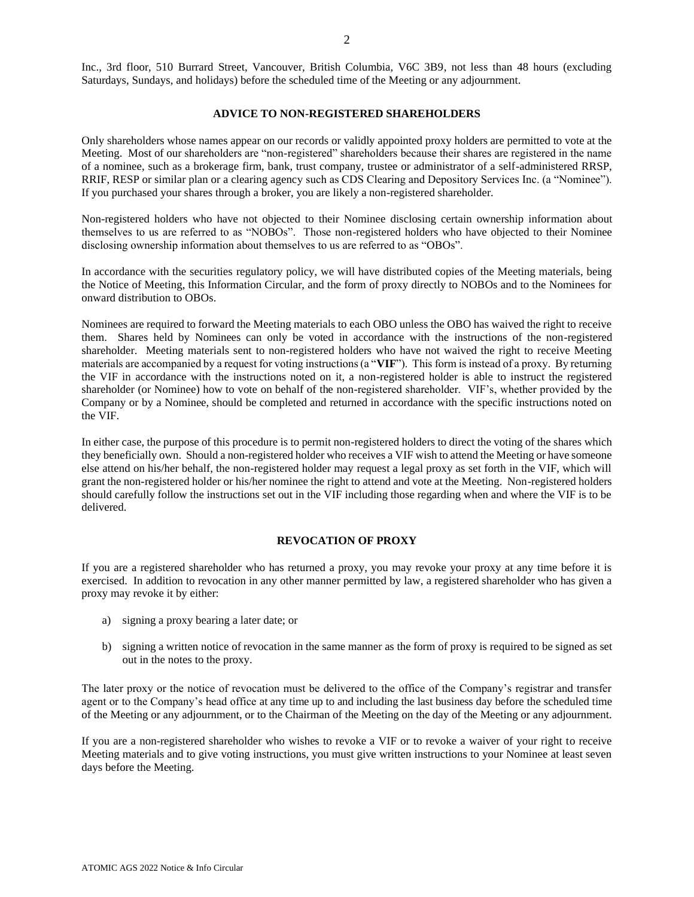Inc., 3rd floor, 510 Burrard Street, Vancouver, British Columbia, V6C 3B9, not less than 48 hours (excluding Saturdays, Sundays, and holidays) before the scheduled time of the Meeting or any adjournment.

## ADVICE TO NON-REGISTERED SHAREHOLDERS

Only shareholders whose names appear on our records or validly appointed proxy holders are permitted to vote at the Meeting. Most of our shareholders are "non-registered" shareholders because their shares are registered in the name of a nominee, such as a brokerage firm, bank, trust company, trustee or administrator of a self-administered RRSP, RRIF, RESP or similar plan or a clearing agency such as CDS Clearing and Depository Services Inc. (a "Nominee"). If you purchased your shares through a broker, you are likely a non-registered shareholder.

Non-registered holders who have not objected to their Nominee disclosing certain ownership information about themselves to us are referred to as "NOBOs". Those non-registered holders who have objected to their Nominee disclosing ownership information about themselves to us are referred to as "OBOs".

In accordance with the securities regulatory policy, we will have distributed copies of the Meeting materials, being the Notice of Meeting, this Information Circular, and the form of proxy directly to NOBOs and to the Nominees for onward distribution to OBOs.

Nominees are required to forward the Meeting materials to each OBO unless the OBO has waived the right to receive them. Shares held by Nominees can only be voted in accordance with the instructions of the non-registered shareholder. Meeting materials sent to non-registered holders who have not waived the right to receive Meeting materials are accompanied by a request for voting instructions (a "**VIF**"). This form is instead of a proxy. By returning the VIF in accordance with the instructions noted on it, a non-registered holder is able to instruct the registered shareholder (or Nominee) how to vote on behalf of the non-registered shareholder. VIF's, whether provided by the Company or by a Nominee, should be completed and returned in accordance with the specific instructions noted on the VIF.

In either case, the purpose of this procedure is to permit non-registered holders to direct the voting of the shares which they beneficially own. Should a non-registered holder who receives a VIF wish to attend the Meeting or have someone else attend on his/her behalf, the non-registered holder may request a legal proxy as set forth in the VIF, which will grant the non-registered holder or his/her nominee the right to attend and vote at the Meeting. Non-registered holders should carefully follow the instructions set out in the VIF including those regarding when and where the VIF is to be delivered.

## REVOCATION OF PROXY

If you are a registered shareholder who has returned a proxy, you may revoke your proxy at any time before it is exercised. In addition to revocation in any other manner permitted by law, a registered shareholder who has given a proxy may revoke it by either:

a) signing a proxy bearing a later date; or

b) signing a written notice of revocation in the same manner as the form of proxy is required to be signed as set out in the notes to the proxy.

The later proxy or the notice of revocation must be delivered to the office of the Company's registrar and transfer agent or to the Company's head office at any time up to and including the last business day before the scheduled time of the Meeting or any adjournment, or to the Chairman of the Meeting on the day of the Meeting or any adjournment.

If you are a non-registered shareholder who wishes to revoke a VIF or to revoke a waiver of your right to receive Meeting materials and to give voting instructions, you must give written instructions to your Nominee at least seven days before the Meeting.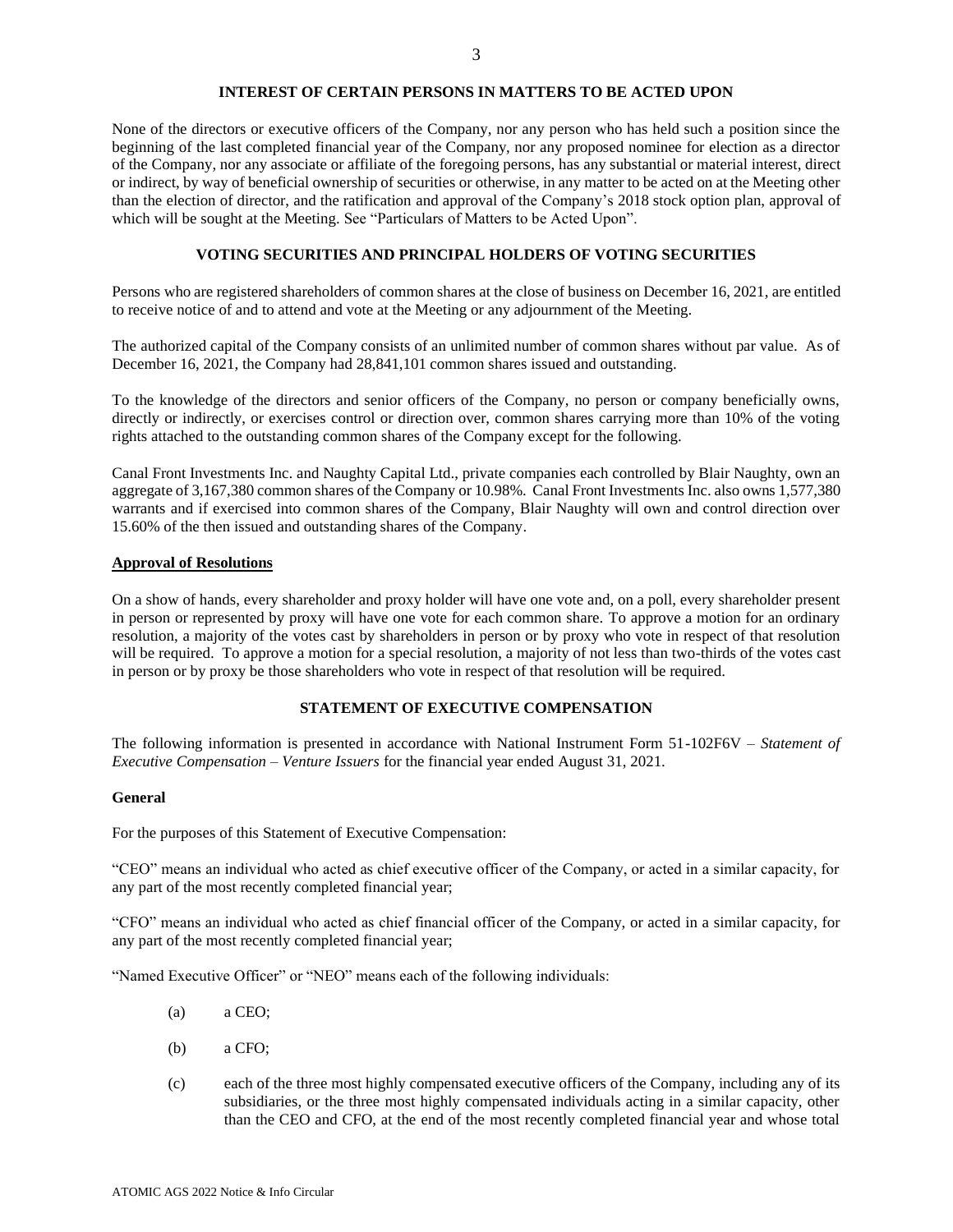## INTEREST OF CERTAIN PERSONS IN MATTERS TO BE ACTED UPON

None of the directors or executive officers of the Company, nor any person who has held such a position since the beginning of the last completed financial year of the Company, nor any proposed nominee for election as a director of the Company, nor any associate or affiliate of the foregoing persons, has any substantial or material interest, direct or indirect, by way of beneficial ownership of securities or otherwise, in any matter to be acted on at the Meeting other than the election of director, and the ratification and approval of the Company's 2018 stock option plan, approval of which will be sought at the Meeting. See "Particulars of Matters to be Acted Upon".

## VOTING SECURITIES AND PRINCIPAL HOLDERS OF VOTING SECURITIES

Persons who are registered shareholders of common shares at the close of business on December 16, 2021, are entitled to receive notice of and to attend and vote at the Meeting or any adjournment of the Meeting.

The authorized capital of the Company consists of an unlimited number of common shares without par value. As of December 16, 2021, the Company had 28,841,101 common shares issued and outstanding.

To the knowledge of the directors and senior officers of the Company, no person or company beneficially owns, directly or indirectly, or exercises control or direction over, common shares carrying more than 10% of the voting rights attached to the outstanding common shares of the Company except for the following.

Canal Front Investments Inc. and Naughty Capital Ltd., private companies each controlled by Blair Naughty, own an aggregate of 3,167,380 common shares of the Company or 10.98%. Canal Front Investments Inc. also owns 1,577,380 warrants and if exercised into common shares of the Company, Blair Naughty will own and control direction over 15.60% of the then issued and outstanding shares of the Company.

### Approval of Resolutions

On a show of hands, every shareholder and proxy holder will have one vote and, on a poll, every shareholder present in person or represented by proxy will have one vote for each common share. To approve a motion for an ordinary resolution, a majority of the votes cast by shareholders in person or by proxy who vote in respect of that resolution will be required. To approve a motion for a special resolution, a majority of not less than two-thirds of the votes cast in person or by proxy be those shareholders who vote in respect of that resolution will be required.

## STATEMENT OF EXECUTIVE COMPENSATION

The following information is presented in accordance with National Instrument Form 51-102F6V – *Statement of Executive Compensation – Venture Issuers* for the financial year ended August 31, 2021.

### General

For the purposes of this Statement of Executive Compensation:

"CEO" means an individual who acted as chief executive officer of the Company, or acted in a similar capacity, for any part of the most recently completed financial year;

"CFO" means an individual who acted as chief financial officer of the Company, or acted in a similar capacity, for any part of the most recently completed financial year;

"Named Executive Officer" or "NEO" means each of the following individuals:

(a) a CEO;

(b) a CFO;

(c) each of the three most highly compensated executive officers of the Company, including any of its subsidiaries, or the three most highly compensated individuals acting in a similar capacity, other than the CEO and CFO, at the end of the most recently completed financial year and whose total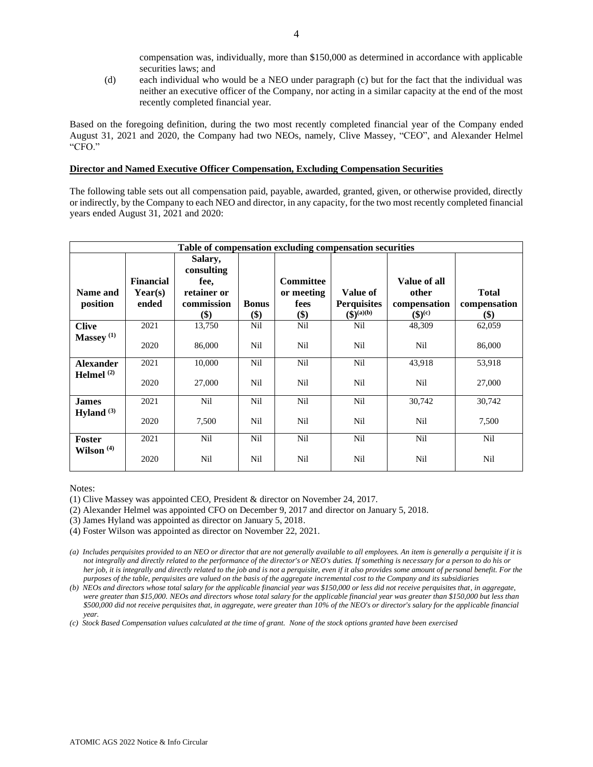compensation was, individually, more than $150,000 as determined in accordance with applicable securities laws; and

(d) each individual who would be a NEO under paragraph (c) but for the fact that the individual was neither an executive officer of the Company, nor acting in a similar capacity at the end of the most recently completed financial year.

Based on the foregoing definition, during the two most recently completed financial year of the Company ended August 31, 2021 and 2020, the Company had two NEOs, namely, Clive Massey, "CEO", and Alexander Helmel "CFO."

**Director and Named Executive Officer Compensation, Excluding Compensation Securities**

The following table sets out all compensation paid, payable, awarded, granted, given, or otherwise provided, directly or indirectly, by the Company to each NEO and director, in any capacity, for the two most recently completed financial years ended August 31, 2021 and 2020:

| Name and position | Financial Year(s) ended | Salary, consulting fee, retainer or commission ($) | Bonus ($) | Committee or meeting fees ($) | Value of Perquisites ($)[(a)(b)] | Value of all other compensation ($)[(c)] | Total compensation ($) |
|---|---|---|---|---|---|---|---|
| **Clive Massey** [(1)] | 2021 | 13,750 | Nil | Nil | Nil | 48,309 | 62,059 |
| | 2020 | 86,000 | Nil | Nil | Nil | Nil | 86,000 |
| **Alexander Helmel** [(2)] | 2021 | 10,000 | Nil | Nil | Nil | 43,918 | 53,918 |
| | 2020 | 27,000 | Nil | Nil | Nil | Nil | 27,000 |
| **James Hyland** [(3)] | 2021 | Nil | Nil | Nil | Nil | 30,742 | 30,742 |
| | 2020 | 7,500 | Nil | Nil | Nil | Nil | 7,500 |
| **Foster Wilson** [(4)] | 2021 | Nil | Nil | Nil | Nil | Nil | Nil |
| | 2020 | Nil | Nil | Nil | Nil | Nil | Nil |

Notes:

(1) Clive Massey was appointed CEO, President & director on November 24, 2017.

(2) Alexander Helmel was appointed CFO on December 9, 2017 and director on January 5, 2018.

(3) James Hyland was appointed as director on January 5, 2018.

(4) Foster Wilson was appointed as director on November 22, 2021.

*(a) Includes perquisites provided to an NEO or director that are not generally available to all employees. An item is generally a perquisite if it is not integrally and directly related to the performance of the director's or NEO's duties. If something is necessary for a person to do his or her job, it is integrally and directly related to the job and is not a perquisite, even if it also provides some amount of personal benefit. For the purposes of the table, perquisites are valued on the basis of the aggregate incremental cost to the Company and its subsidiaries*

*(b) NEOs and directors whose total salary for the applicable financial year was $150,000 or less did not receive perquisites that, in aggregate, were greater than $15,000. NEOs and directors whose total salary for the applicable financial year was greater than $150,000 but less than $500,000 did not receive perquisites that, in aggregate, were greater than 10% of the NEO's or director's salary for the applicable financial year.*

*(c) Stock Based Compensation values calculated at the time of grant. None of the stock options granted have been exercised*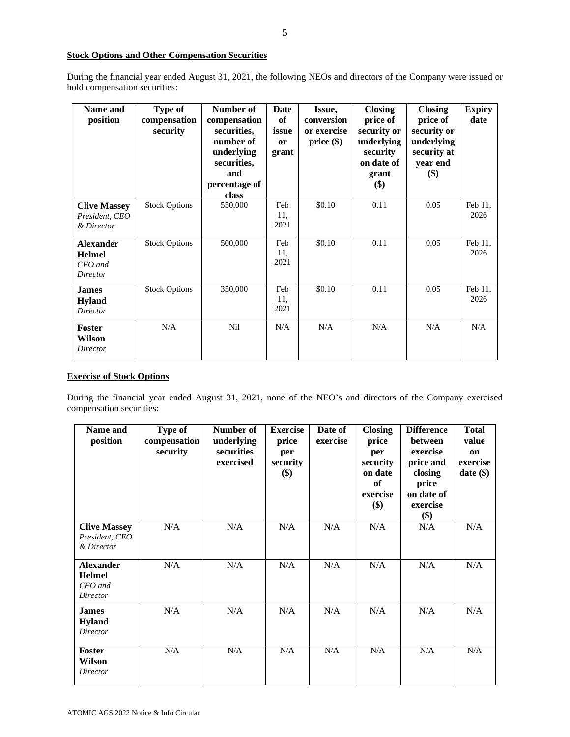**Stock Options and Other Compensation Securities**

During the financial year ended August 31, 2021, the following NEOs and directors of the Company were issued or hold compensation securities:

| Name and position | Type of compensation security | Number of compensation securities, number of underlying securities, and percentage of class | Date of issue or grant | Issue, conversion or exercise price ($) | Closing price of security or underlying security on date of grant ($) | Closing price of security or underlying security at year end ($) | Expiry date |
|---|---|---|---|---|---|---|---|
| **Clive Massey** *President, CEO & Director* | Stock Options | 550,000 | Feb 11, 2021 | $0.10 | 0.11 | 0.05 | Feb 11, 2026 |
| **Alexander Helmel** *CFO and Director* | Stock Options | 500,000 | Feb 11, 2021 | $0.10 | 0.11 | 0.05 | Feb 11, 2026 |
| **James Hyland** *Director* | Stock Options | 350,000 | Feb 11, 2021 | $0.10 | 0.11 | 0.05 | Feb 11, 2026 |
| **Foster Wilson** *Director* | N/A | Nil | N/A | N/A | N/A | N/A | N/A |

**Exercise of Stock Options**

During the financial year ended August 31, 2021, none of the NEO's and directors of the Company exercised compensation securities:

| Name and position | Type of compensation security | Number of underlying securities exercised | Exercise price per security ($) | Date of exercise | Closing price per security on date of exercise ($) | Difference between exercise price and closing price on date of exercise ($) | Total value on exercise date ($) |
|---|---|---|---|---|---|---|---|
| **Clive Massey** *President, CEO & Director* | N/A | N/A | N/A | N/A | N/A | N/A | N/A |
| **Alexander Helmel** *CFO and Director* | N/A | N/A | N/A | N/A | N/A | N/A | N/A |
| **James Hyland** *Director* | N/A | N/A | N/A | N/A | N/A | N/A | N/A |
| **Foster Wilson** *Director* | N/A | N/A | N/A | N/A | N/A | N/A | N/A |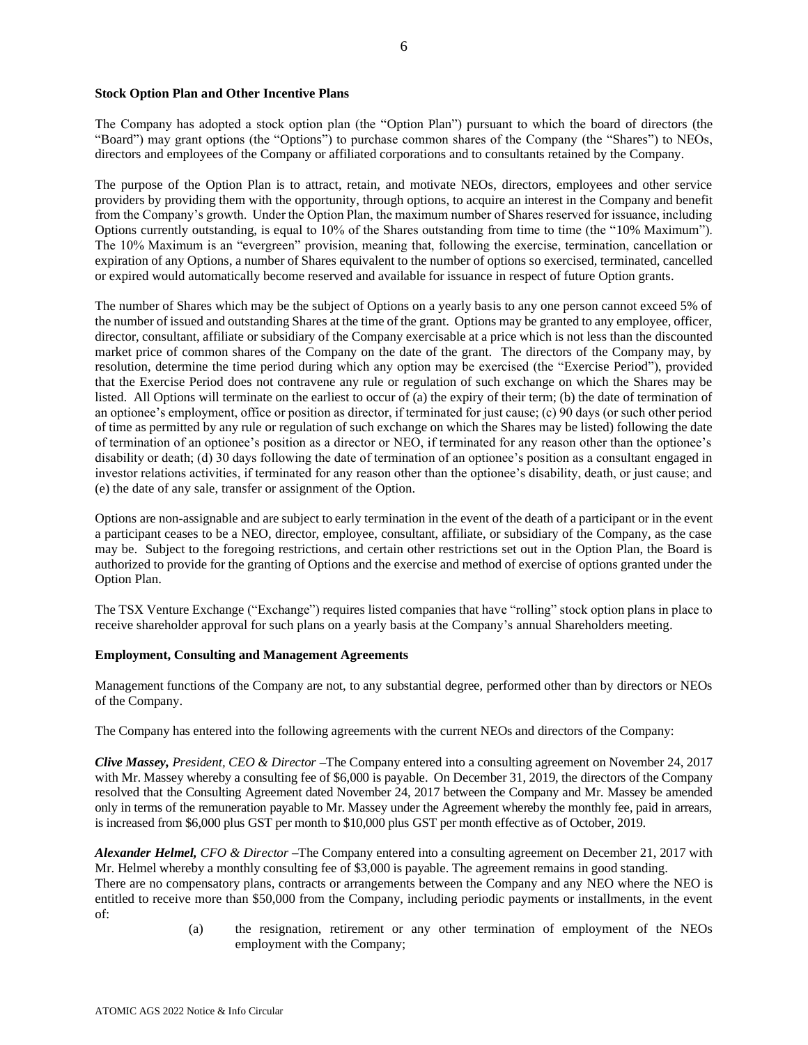**Stock Option Plan and Other Incentive Plans**

The Company has adopted a stock option plan (the "Option Plan") pursuant to which the board of directors (the "Board") may grant options (the "Options") to purchase common shares of the Company (the "Shares") to NEOs, directors and employees of the Company or affiliated corporations and to consultants retained by the Company.

The purpose of the Option Plan is to attract, retain, and motivate NEOs, directors, employees and other service providers by providing them with the opportunity, through options, to acquire an interest in the Company and benefit from the Company's growth. Under the Option Plan, the maximum number of Shares reserved for issuance, including Options currently outstanding, is equal to 10% of the Shares outstanding from time to time (the "10% Maximum"). The 10% Maximum is an "evergreen" provision, meaning that, following the exercise, termination, cancellation or expiration of any Options, a number of Shares equivalent to the number of options so exercised, terminated, cancelled or expired would automatically become reserved and available for issuance in respect of future Option grants.

The number of Shares which may be the subject of Options on a yearly basis to any one person cannot exceed 5% of the number of issued and outstanding Shares at the time of the grant. Options may be granted to any employee, officer, director, consultant, affiliate or subsidiary of the Company exercisable at a price which is not less than the discounted market price of common shares of the Company on the date of the grant. The directors of the Company may, by resolution, determine the time period during which any option may be exercised (the "Exercise Period"), provided that the Exercise Period does not contravene any rule or regulation of such exchange on which the Shares may be listed. All Options will terminate on the earliest to occur of (a) the expiry of their term; (b) the date of termination of an optionee's employment, office or position as director, if terminated for just cause; (c) 90 days (or such other period of time as permitted by any rule or regulation of such exchange on which the Shares may be listed) following the date of termination of an optionee's position as a director or NEO, if terminated for any reason other than the optionee's disability or death; (d) 30 days following the date of termination of an optionee's position as a consultant engaged in investor relations activities, if terminated for any reason other than the optionee's disability, death, or just cause; and (e) the date of any sale, transfer or assignment of the Option.

Options are non-assignable and are subject to early termination in the event of the death of a participant or in the event a participant ceases to be a NEO, director, employee, consultant, affiliate, or subsidiary of the Company, as the case may be. Subject to the foregoing restrictions, and certain other restrictions set out in the Option Plan, the Board is authorized to provide for the granting of Options and the exercise and method of exercise of options granted under the Option Plan.

The TSX Venture Exchange ("Exchange") requires listed companies that have "rolling" stock option plans in place to receive shareholder approval for such plans on a yearly basis at the Company's annual Shareholders meeting.

**Employment, Consulting and Management Agreements**

Management functions of the Company are not, to any substantial degree, performed other than by directors or NEOs of the Company.

The Company has entered into the following agreements with the current NEOs and directors of the Company:

***Clive Massey,*** *President, CEO & Director* –The Company entered into a consulting agreement on November 24, 2017 with Mr. Massey whereby a consulting fee of $6,000 is payable. On December 31, 2019, the directors of the Company resolved that the Consulting Agreement dated November 24, 2017 between the Company and Mr. Massey be amended only in terms of the remuneration payable to Mr. Massey under the Agreement whereby the monthly fee, paid in arrears, is increased from $6,000 plus GST per month to $10,000 plus GST per month effective as of October, 2019.

***Alexander Helmel,*** *CFO & Director* –The Company entered into a consulting agreement on December 21, 2017 with Mr. Helmel whereby a monthly consulting fee of $3,000 is payable. The agreement remains in good standing.

There are no compensatory plans, contracts or arrangements between the Company and any NEO where the NEO is entitled to receive more than $50,000 from the Company, including periodic payments or installments, in the event of:

(a) the resignation, retirement or any other termination of employment of the NEOs employment with the Company;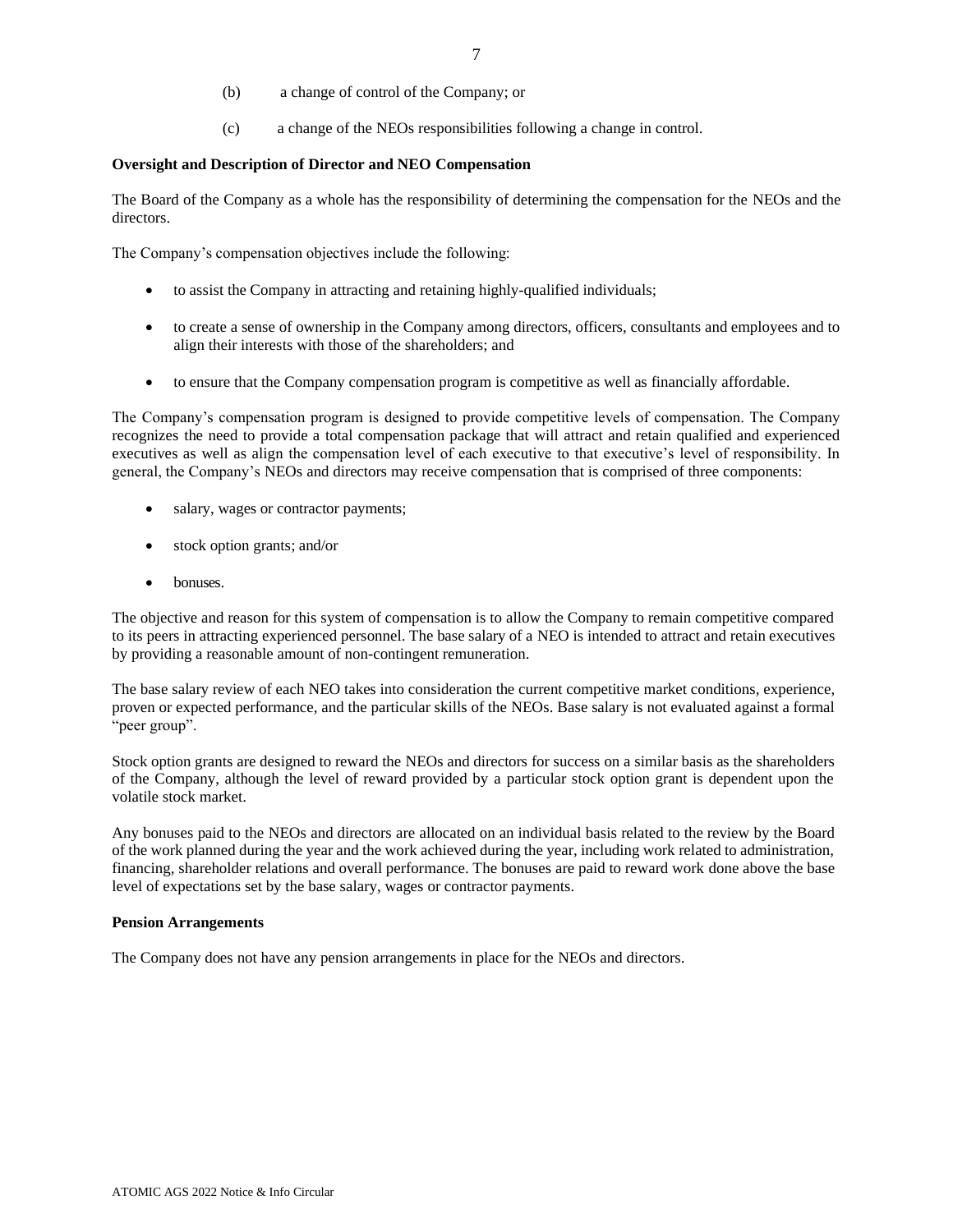(b) a change of control of the Company; or

(c) a change of the NEOs responsibilities following a change in control.

**Oversight and Description of Director and NEO Compensation**

The Board of the Company as a whole has the responsibility of determining the compensation for the NEOs and the directors.

The Company's compensation objectives include the following:

- to assist the Company in attracting and retaining highly-qualified individuals;
- to create a sense of ownership in the Company among directors, officers, consultants and employees and to align their interests with those of the shareholders; and
- to ensure that the Company compensation program is competitive as well as financially affordable.

The Company's compensation program is designed to provide competitive levels of compensation. The Company recognizes the need to provide a total compensation package that will attract and retain qualified and experienced executives as well as align the compensation level of each executive to that executive's level of responsibility. In general, the Company's NEOs and directors may receive compensation that is comprised of three components:

- salary, wages or contractor payments;
- stock option grants; and/or
- bonuses.

The objective and reason for this system of compensation is to allow the Company to remain competitive compared to its peers in attracting experienced personnel. The base salary of a NEO is intended to attract and retain executives by providing a reasonable amount of non-contingent remuneration.

The base salary review of each NEO takes into consideration the current competitive market conditions, experience, proven or expected performance, and the particular skills of the NEOs. Base salary is not evaluated against a formal "peer group".

Stock option grants are designed to reward the NEOs and directors for success on a similar basis as the shareholders of the Company, although the level of reward provided by a particular stock option grant is dependent upon the volatile stock market.

Any bonuses paid to the NEOs and directors are allocated on an individual basis related to the review by the Board of the work planned during the year and the work achieved during the year, including work related to administration, financing, shareholder relations and overall performance. The bonuses are paid to reward work done above the base level of expectations set by the base salary, wages or contractor payments.

**Pension Arrangements**

The Company does not have any pension arrangements in place for the NEOs and directors.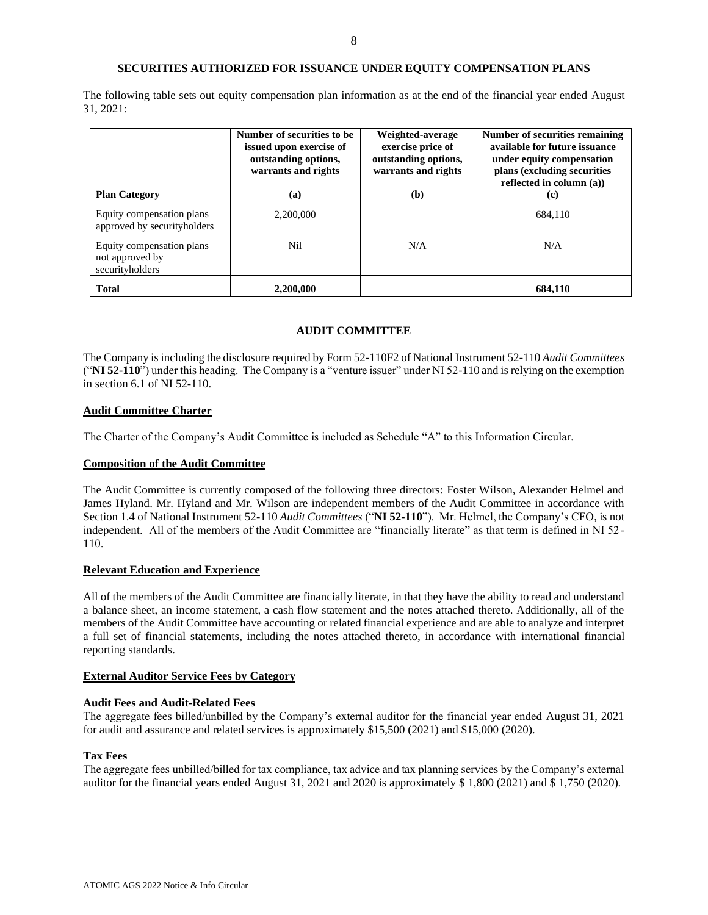## SECURITIES AUTHORIZED FOR ISSUANCE UNDER EQUITY COMPENSATION PLANS

The following table sets out equity compensation plan information as at the end of the financial year ended August 31, 2021:

| Plan Category | Number of securities to be issued upon exercise of outstanding options, warrants and rights (a) | Weighted-average exercise price of outstanding options, warrants and rights (b) | Number of securities remaining available for future issuance under equity compensation plans (excluding securities reflected in column (a)) (c) |
|---|---|---|---|
| Equity compensation plans approved by securityholders | 2,200,000 | | 684,110 |
| Equity compensation plans not approved by securityholders | Nil | N/A | N/A |
| **Total** | **2,200,000** | | **684,110** |

## AUDIT COMMITTEE

The Company is including the disclosure required by Form 52-110F2 of National Instrument 52-110 *Audit Committees* ("**NI 52-110**") under this heading. The Company is a "venture issuer" under NI 52-110 and is relying on the exemption in section 6.1 of NI 52-110.

### Audit Committee Charter

The Charter of the Company's Audit Committee is included as Schedule "A" to this Information Circular.

### Composition of the Audit Committee

The Audit Committee is currently composed of the following three directors: Foster Wilson, Alexander Helmel and James Hyland. Mr. Hyland and Mr. Wilson are independent members of the Audit Committee in accordance with Section 1.4 of National Instrument 52-110 *Audit Committees* ("**NI 52-110**"). Mr. Helmel, the Company's CFO, is not independent. All of the members of the Audit Committee are "financially literate" as that term is defined in NI 52-110.

### Relevant Education and Experience

All of the members of the Audit Committee are financially literate, in that they have the ability to read and understand a balance sheet, an income statement, a cash flow statement and the notes attached thereto. Additionally, all of the members of the Audit Committee have accounting or related financial experience and are able to analyze and interpret a full set of financial statements, including the notes attached thereto, in accordance with international financial reporting standards.

### External Auditor Service Fees by Category

**Audit Fees and Audit-Related Fees**

The aggregate fees billed/unbilled by the Company's external auditor for the financial year ended August 31, 2021 for audit and assurance and related services is approximately $15,500 (2021) and $15,000 (2020).

**Tax Fees**

The aggregate fees unbilled/billed for tax compliance, tax advice and tax planning services by the Company's external auditor for the financial years ended August 31, 2021 and 2020 is approximately $ 1,800 (2021) and $ 1,750 (2020).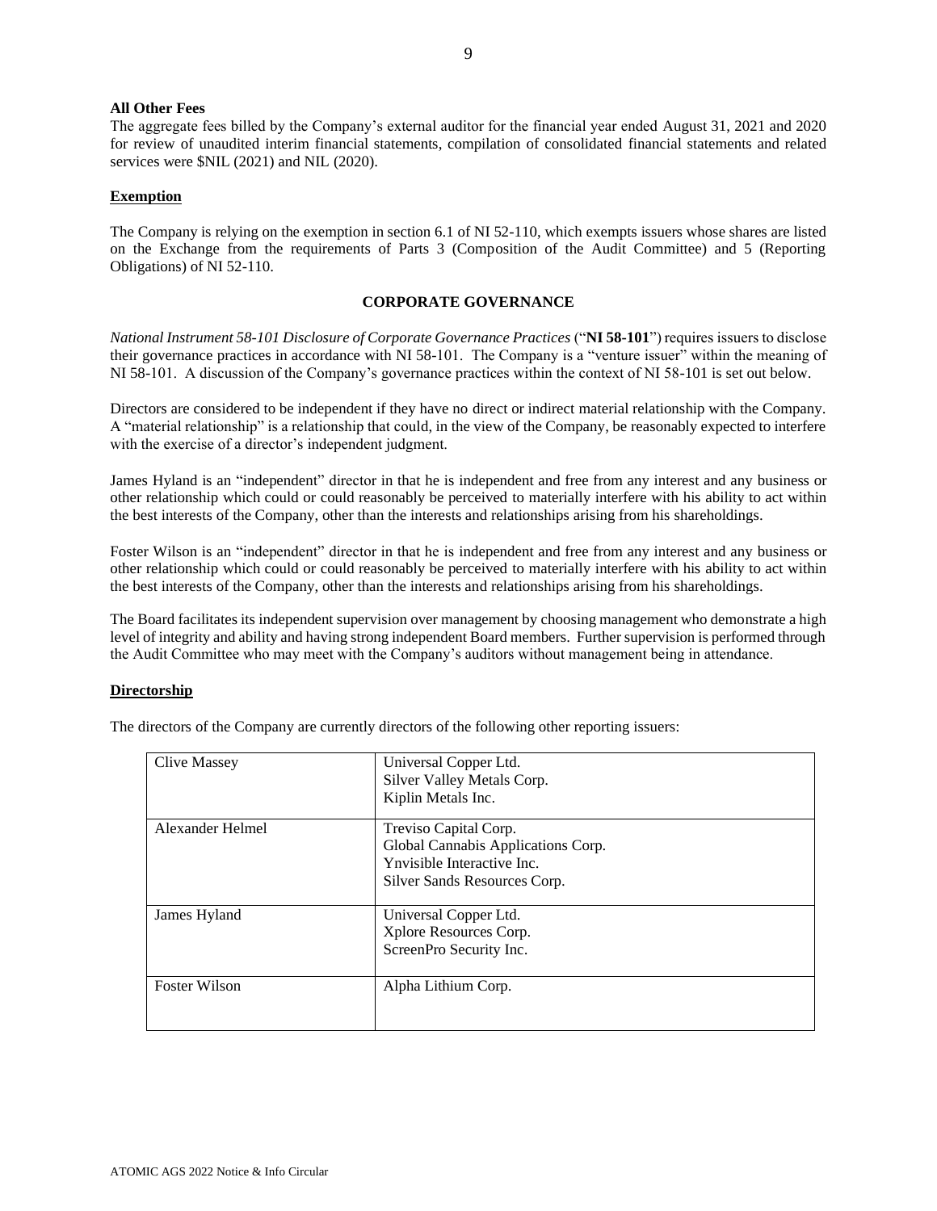**All Other Fees**

The aggregate fees billed by the Company's external auditor for the financial year ended August 31, 2021 and 2020 for review of unaudited interim financial statements, compilation of consolidated financial statements and related services were $NIL (2021) and NIL (2020).

**Exemption**

The Company is relying on the exemption in section 6.1 of NI 52-110, which exempts issuers whose shares are listed on the Exchange from the requirements of Parts 3 (Composition of the Audit Committee) and 5 (Reporting Obligations) of NI 52-110.

## CORPORATE GOVERNANCE

*National Instrument 58-101 Disclosure of Corporate Governance Practices* ("**NI 58-101**") requires issuers to disclose their governance practices in accordance with NI 58-101. The Company is a "venture issuer" within the meaning of NI 58-101. A discussion of the Company's governance practices within the context of NI 58-101 is set out below.

Directors are considered to be independent if they have no direct or indirect material relationship with the Company. A "material relationship" is a relationship that could, in the view of the Company, be reasonably expected to interfere with the exercise of a director's independent judgment.

James Hyland is an "independent" director in that he is independent and free from any interest and any business or other relationship which could or could reasonably be perceived to materially interfere with his ability to act within the best interests of the Company, other than the interests and relationships arising from his shareholdings.

Foster Wilson is an "independent" director in that he is independent and free from any interest and any business or other relationship which could or could reasonably be perceived to materially interfere with his ability to act within the best interests of the Company, other than the interests and relationships arising from his shareholdings.

The Board facilitates its independent supervision over management by choosing management who demonstrate a high level of integrity and ability and having strong independent Board members. Further supervision is performed through the Audit Committee who may meet with the Company's auditors without management being in attendance.

**Directorship**

The directors of the Company are currently directors of the following other reporting issuers:

| Director | Other Reporting Issuers |
|---|---|
| Clive Massey | Universal Copper Ltd.<br>Silver Valley Metals Corp.<br>Kiplin Metals Inc. |
| Alexander Helmel | Treviso Capital Corp.<br>Global Cannabis Applications Corp.<br>Ynvisible Interactive Inc.<br>Silver Sands Resources Corp. |
| James Hyland | Universal Copper Ltd.<br>Xplore Resources Corp.<br>ScreenPro Security Inc. |
| Foster Wilson | Alpha Lithium Corp. |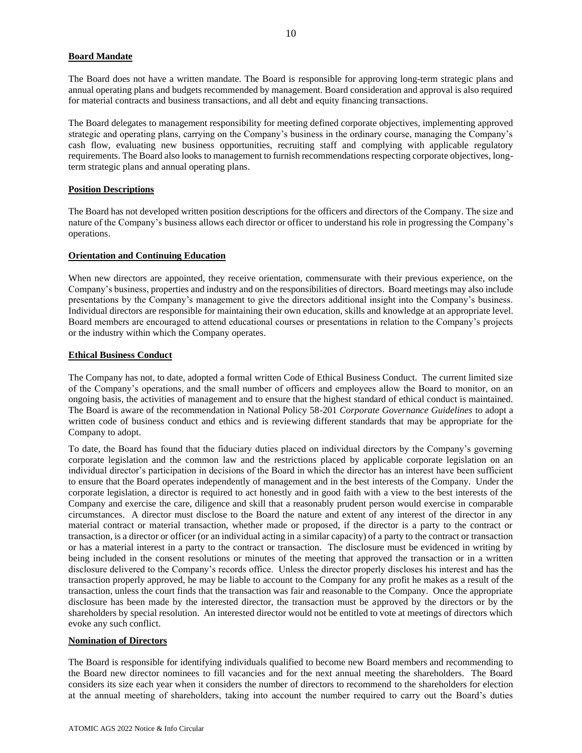## Board Mandate

The Board does not have a written mandate. The Board is responsible for approving long-term strategic plans and annual operating plans and budgets recommended by management. Board consideration and approval is also required for material contracts and business transactions, and all debt and equity financing transactions.

The Board delegates to management responsibility for meeting defined corporate objectives, implementing approved strategic and operating plans, carrying on the Company's business in the ordinary course, managing the Company's cash flow, evaluating new business opportunities, recruiting staff and complying with applicable regulatory requirements. The Board also looks to management to furnish recommendations respecting corporate objectives, long-term strategic plans and annual operating plans.

## Position Descriptions

The Board has not developed written position descriptions for the officers and directors of the Company. The size and nature of the Company's business allows each director or officer to understand his role in progressing the Company's operations.

## Orientation and Continuing Education

When new directors are appointed, they receive orientation, commensurate with their previous experience, on the Company's business, properties and industry and on the responsibilities of directors. Board meetings may also include presentations by the Company's management to give the directors additional insight into the Company's business. Individual directors are responsible for maintaining their own education, skills and knowledge at an appropriate level. Board members are encouraged to attend educational courses or presentations in relation to the Company's projects or the industry within which the Company operates.

## Ethical Business Conduct

The Company has not, to date, adopted a formal written Code of Ethical Business Conduct. The current limited size of the Company's operations, and the small number of officers and employees allow the Board to monitor, on an ongoing basis, the activities of management and to ensure that the highest standard of ethical conduct is maintained. The Board is aware of the recommendation in National Policy 58-201 *Corporate Governance Guidelines* to adopt a written code of business conduct and ethics and is reviewing different standards that may be appropriate for the Company to adopt.

To date, the Board has found that the fiduciary duties placed on individual directors by the Company's governing corporate legislation and the common law and the restrictions placed by applicable corporate legislation on an individual director's participation in decisions of the Board in which the director has an interest have been sufficient to ensure that the Board operates independently of management and in the best interests of the Company. Under the corporate legislation, a director is required to act honestly and in good faith with a view to the best interests of the Company and exercise the care, diligence and skill that a reasonably prudent person would exercise in comparable circumstances. A director must disclose to the Board the nature and extent of any interest of the director in any material contract or material transaction, whether made or proposed, if the director is a party to the contract or transaction, is a director or officer (or an individual acting in a similar capacity) of a party to the contract or transaction or has a material interest in a party to the contract or transaction. The disclosure must be evidenced in writing by being included in the consent resolutions or minutes of the meeting that approved the transaction or in a written disclosure delivered to the Company's records office. Unless the director properly discloses his interest and has the transaction properly approved, he may be liable to account to the Company for any profit he makes as a result of the transaction, unless the court finds that the transaction was fair and reasonable to the Company. Once the appropriate disclosure has been made by the interested director, the transaction must be approved by the directors or by the shareholders by special resolution. An interested director would not be entitled to vote at meetings of directors which evoke any such conflict.

## Nomination of Directors

The Board is responsible for identifying individuals qualified to become new Board members and recommending to the Board new director nominees to fill vacancies and for the next annual meeting the shareholders. The Board considers its size each year when it considers the number of directors to recommend to the shareholders for election at the annual meeting of shareholders, taking into account the number required to carry out the Board's duties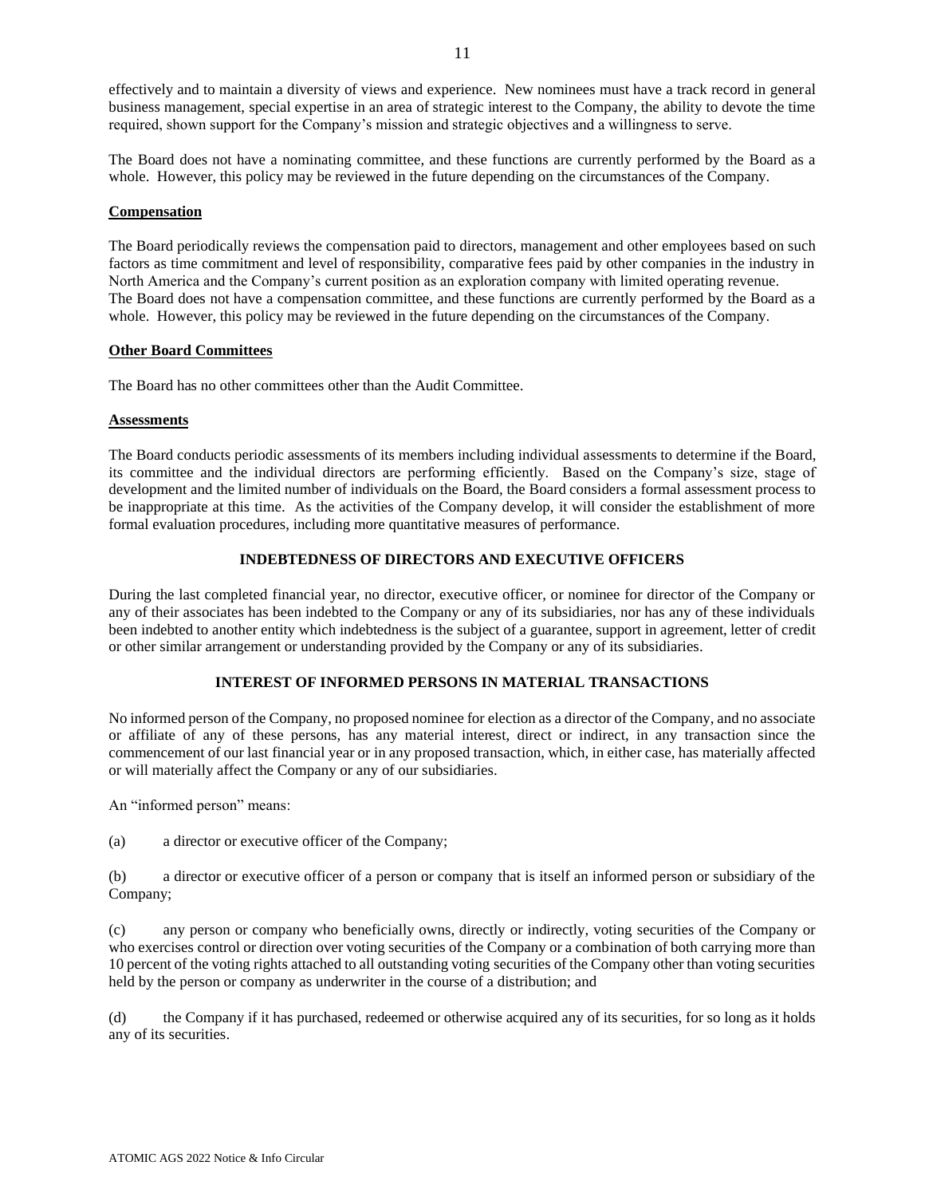effectively and to maintain a diversity of views and experience. New nominees must have a track record in general business management, special expertise in an area of strategic interest to the Company, the ability to devote the time required, shown support for the Company's mission and strategic objectives and a willingness to serve.

The Board does not have a nominating committee, and these functions are currently performed by the Board as a whole. However, this policy may be reviewed in the future depending on the circumstances of the Company.

**Compensation**

The Board periodically reviews the compensation paid to directors, management and other employees based on such factors as time commitment and level of responsibility, comparative fees paid by other companies in the industry in North America and the Company's current position as an exploration company with limited operating revenue. The Board does not have a compensation committee, and these functions are currently performed by the Board as a whole. However, this policy may be reviewed in the future depending on the circumstances of the Company.

**Other Board Committees**

The Board has no other committees other than the Audit Committee.

**Assessments**

The Board conducts periodic assessments of its members including individual assessments to determine if the Board, its committee and the individual directors are performing efficiently. Based on the Company's size, stage of development and the limited number of individuals on the Board, the Board considers a formal assessment process to be inappropriate at this time. As the activities of the Company develop, it will consider the establishment of more formal evaluation procedures, including more quantitative measures of performance.

## INDEBTEDNESS OF DIRECTORS AND EXECUTIVE OFFICERS

During the last completed financial year, no director, executive officer, or nominee for director of the Company or any of their associates has been indebted to the Company or any of its subsidiaries, nor has any of these individuals been indebted to another entity which indebtedness is the subject of a guarantee, support in agreement, letter of credit or other similar arrangement or understanding provided by the Company or any of its subsidiaries.

## INTEREST OF INFORMED PERSONS IN MATERIAL TRANSACTIONS

No informed person of the Company, no proposed nominee for election as a director of the Company, and no associate or affiliate of any of these persons, has any material interest, direct or indirect, in any transaction since the commencement of our last financial year or in any proposed transaction, which, in either case, has materially affected or will materially affect the Company or any of our subsidiaries.

An "informed person" means:

(a) a director or executive officer of the Company;

(b) a director or executive officer of a person or company that is itself an informed person or subsidiary of the Company;

(c) any person or company who beneficially owns, directly or indirectly, voting securities of the Company or who exercises control or direction over voting securities of the Company or a combination of both carrying more than 10 percent of the voting rights attached to all outstanding voting securities of the Company other than voting securities held by the person or company as underwriter in the course of a distribution; and

(d) the Company if it has purchased, redeemed or otherwise acquired any of its securities, for so long as it holds any of its securities.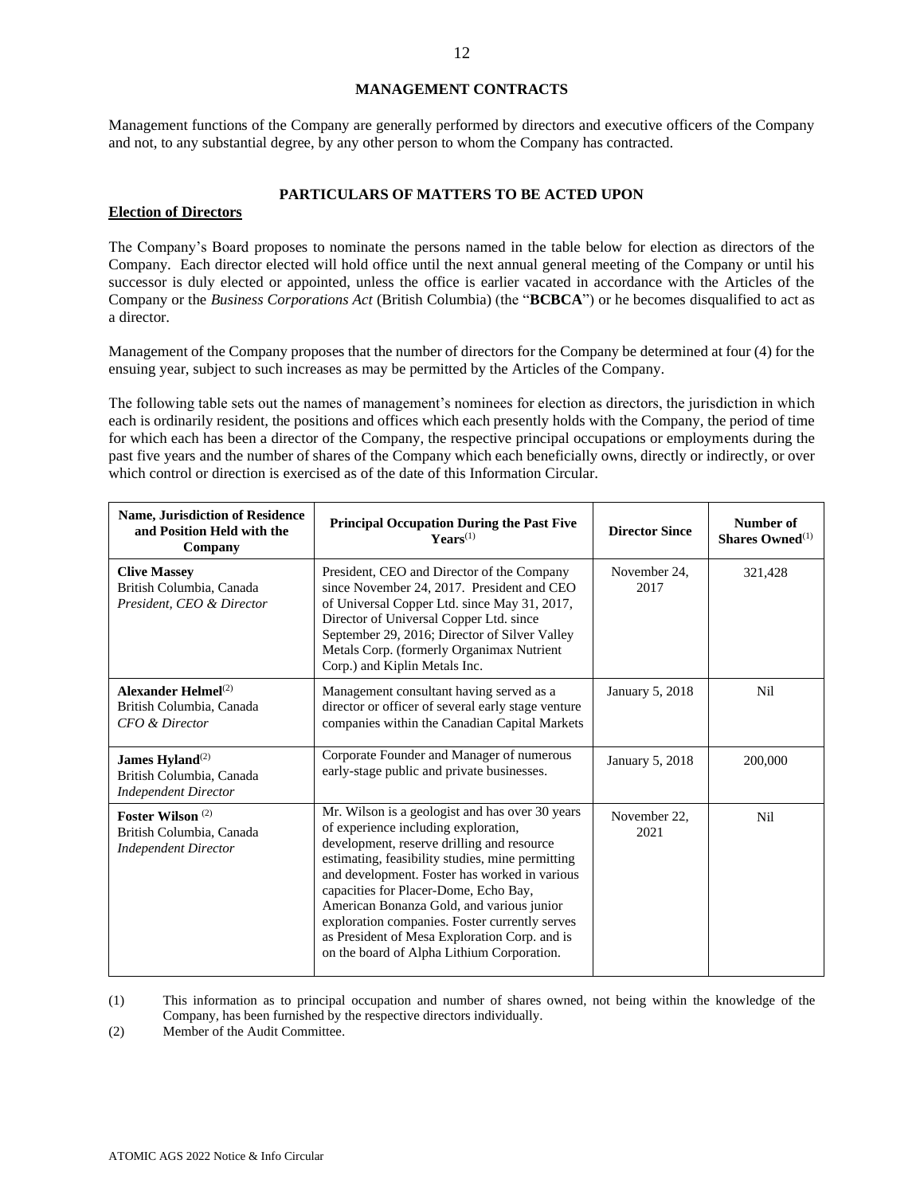## MANAGEMENT CONTRACTS

Management functions of the Company are generally performed by directors and executive officers of the Company and not, to any substantial degree, by any other person to whom the Company has contracted.

## PARTICULARS OF MATTERS TO BE ACTED UPON

### Election of Directors

The Company's Board proposes to nominate the persons named in the table below for election as directors of the Company. Each director elected will hold office until the next annual general meeting of the Company or until his successor is duly elected or appointed, unless the office is earlier vacated in accordance with the Articles of the Company or the *Business Corporations Act* (British Columbia) (the "**BCBCA**") or he becomes disqualified to act as a director.

Management of the Company proposes that the number of directors for the Company be determined at four (4) for the ensuing year, subject to such increases as may be permitted by the Articles of the Company.

The following table sets out the names of management's nominees for election as directors, the jurisdiction in which each is ordinarily resident, the positions and offices which each presently holds with the Company, the period of time for which each has been a director of the Company, the respective principal occupations or employments during the past five years and the number of shares of the Company which each beneficially owns, directly or indirectly, or over which control or direction is exercised as of the date of this Information Circular.

| Name, Jurisdiction of Residence and Position Held with the Company | Principal Occupation During the Past Five Years[(1)] | Director Since | Number of Shares Owned[(1)] |
|---|---|---|---|
| **Clive Massey**<br>British Columbia, Canada<br>*President, CEO & Director* | President, CEO and Director of the Company since November 24, 2017. President and CEO of Universal Copper Ltd. since May 31, 2017, Director of Universal Copper Ltd. since September 29, 2016; Director of Silver Valley Metals Corp. (formerly Organimax Nutrient Corp.) and Kiplin Metals Inc. | November 24, 2017 | 321,428 |
| **Alexander Helmel**[(2)]<br>British Columbia, Canada<br>*CFO & Director* | Management consultant having served as a director or officer of several early stage venture companies within the Canadian Capital Markets | January 5, 2018 | Nil |
| **James Hyland**[(2)]<br>British Columbia, Canada<br>*Independent Director* | Corporate Founder and Manager of numerous early-stage public and private businesses. | January 5, 2018 | 200,000 |
| **Foster Wilson** [(2)]<br>British Columbia, Canada<br>*Independent Director* | Mr. Wilson is a geologist and has over 30 years of experience including exploration, development, reserve drilling and resource estimating, feasibility studies, mine permitting and development. Foster has worked in various capacities for Placer-Dome, Echo Bay, American Bonanza Gold, and various junior exploration companies. Foster currently serves as President of Mesa Exploration Corp. and is on the board of Alpha Lithium Corporation. | November 22, 2021 | Nil |

(1) This information as to principal occupation and number of shares owned, not being within the knowledge of the Company, has been furnished by the respective directors individually.

(2) Member of the Audit Committee.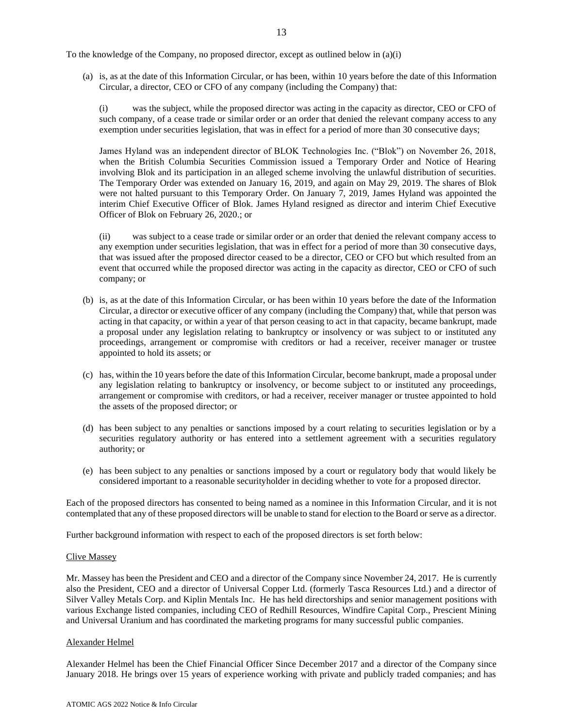To the knowledge of the Company, no proposed director, except as outlined below in (a)(i)

(a) is, as at the date of this Information Circular, or has been, within 10 years before the date of this Information Circular, a director, CEO or CFO of any company (including the Company) that:

(i) was the subject, while the proposed director was acting in the capacity as director, CEO or CFO of such company, of a cease trade or similar order or an order that denied the relevant company access to any exemption under securities legislation, that was in effect for a period of more than 30 consecutive days;

James Hyland was an independent director of BLOK Technologies Inc. ("Blok") on November 26, 2018, when the British Columbia Securities Commission issued a Temporary Order and Notice of Hearing involving Blok and its participation in an alleged scheme involving the unlawful distribution of securities. The Temporary Order was extended on January 16, 2019, and again on May 29, 2019. The shares of Blok were not halted pursuant to this Temporary Order. On January 7, 2019, James Hyland was appointed the interim Chief Executive Officer of Blok. James Hyland resigned as director and interim Chief Executive Officer of Blok on February 26, 2020.; or

(ii) was subject to a cease trade or similar order or an order that denied the relevant company access to any exemption under securities legislation, that was in effect for a period of more than 30 consecutive days, that was issued after the proposed director ceased to be a director, CEO or CFO but which resulted from an event that occurred while the proposed director was acting in the capacity as director, CEO or CFO of such company; or

(b) is, as at the date of this Information Circular, or has been within 10 years before the date of the Information Circular, a director or executive officer of any company (including the Company) that, while that person was acting in that capacity, or within a year of that person ceasing to act in that capacity, became bankrupt, made a proposal under any legislation relating to bankruptcy or insolvency or was subject to or instituted any proceedings, arrangement or compromise with creditors or had a receiver, receiver manager or trustee appointed to hold its assets; or

(c) has, within the 10 years before the date of this Information Circular, become bankrupt, made a proposal under any legislation relating to bankruptcy or insolvency, or become subject to or instituted any proceedings, arrangement or compromise with creditors, or had a receiver, receiver manager or trustee appointed to hold the assets of the proposed director; or

(d) has been subject to any penalties or sanctions imposed by a court relating to securities legislation or by a securities regulatory authority or has entered into a settlement agreement with a securities regulatory authority; or

(e) has been subject to any penalties or sanctions imposed by a court or regulatory body that would likely be considered important to a reasonable securityholder in deciding whether to vote for a proposed director.

Each of the proposed directors has consented to being named as a nominee in this Information Circular, and it is not contemplated that any of these proposed directors will be unable to stand for election to the Board or serve as a director.

Further background information with respect to each of the proposed directors is set forth below:

Clive Massey

Mr. Massey has been the President and CEO and a director of the Company since November 24, 2017. He is currently also the President, CEO and a director of Universal Copper Ltd. (formerly Tasca Resources Ltd.) and a director of Silver Valley Metals Corp. and Kiplin Mentals Inc. He has held directorships and senior management positions with various Exchange listed companies, including CEO of Redhill Resources, Windfire Capital Corp., Prescient Mining and Universal Uranium and has coordinated the marketing programs for many successful public companies.

Alexander Helmel

Alexander Helmel has been the Chief Financial Officer Since December 2017 and a director of the Company since January 2018. He brings over 15 years of experience working with private and publicly traded companies; and has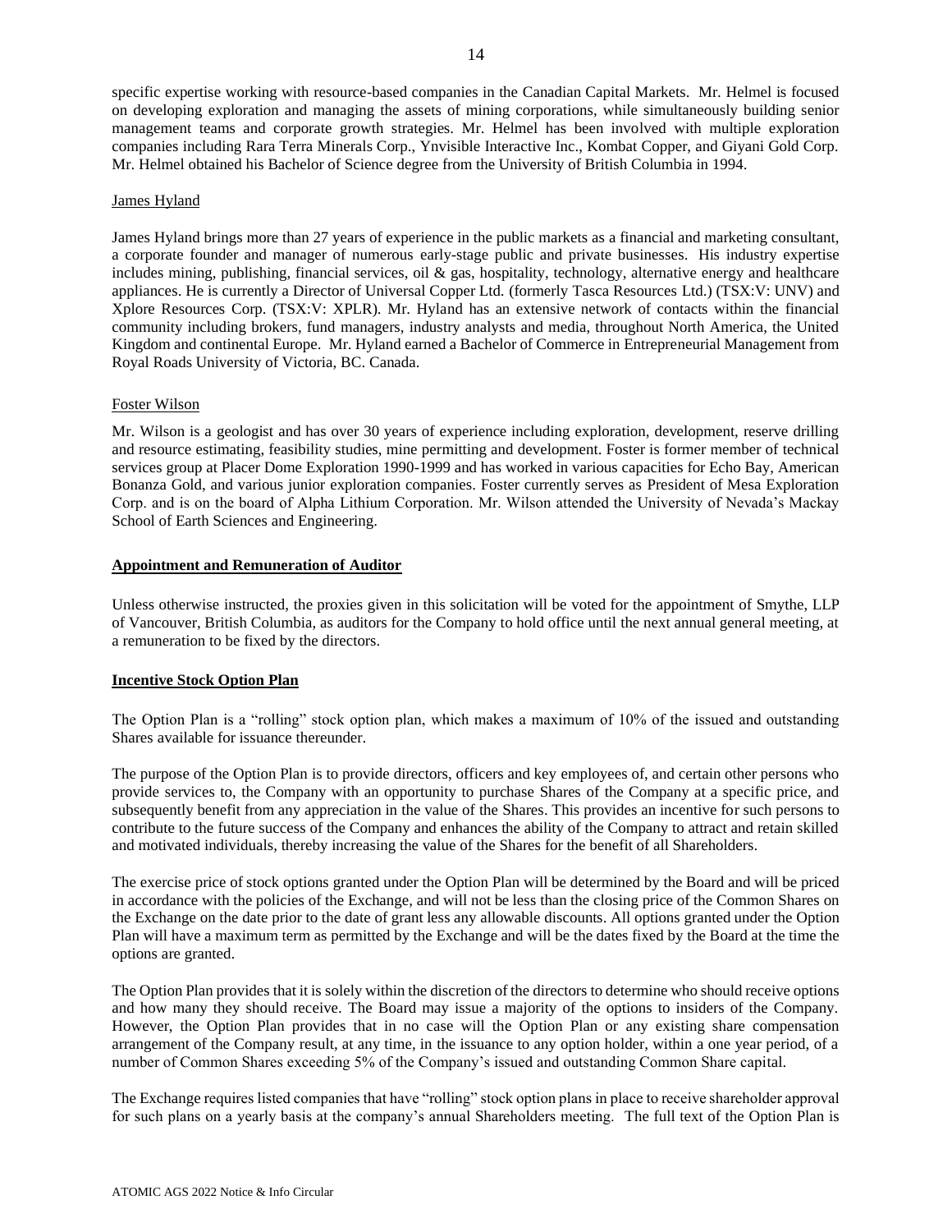specific expertise working with resource-based companies in the Canadian Capital Markets. Mr. Helmel is focused on developing exploration and managing the assets of mining corporations, while simultaneously building senior management teams and corporate growth strategies. Mr. Helmel has been involved with multiple exploration companies including Rara Terra Minerals Corp., Ynvisible Interactive Inc., Kombat Copper, and Giyani Gold Corp. Mr. Helmel obtained his Bachelor of Science degree from the University of British Columbia in 1994.

James Hyland

James Hyland brings more than 27 years of experience in the public markets as a financial and marketing consultant, a corporate founder and manager of numerous early-stage public and private businesses. His industry expertise includes mining, publishing, financial services, oil & gas, hospitality, technology, alternative energy and healthcare appliances. He is currently a Director of Universal Copper Ltd. (formerly Tasca Resources Ltd.) (TSX:V: UNV) and Xplore Resources Corp. (TSX:V: XPLR). Mr. Hyland has an extensive network of contacts within the financial community including brokers, fund managers, industry analysts and media, throughout North America, the United Kingdom and continental Europe. Mr. Hyland earned a Bachelor of Commerce in Entrepreneurial Management from Royal Roads University of Victoria, BC. Canada.

Foster Wilson

Mr. Wilson is a geologist and has over 30 years of experience including exploration, development, reserve drilling and resource estimating, feasibility studies, mine permitting and development. Foster is former member of technical services group at Placer Dome Exploration 1990-1999 and has worked in various capacities for Echo Bay, American Bonanza Gold, and various junior exploration companies. Foster currently serves as President of Mesa Exploration Corp. and is on the board of Alpha Lithium Corporation. Mr. Wilson attended the University of Nevada's Mackay School of Earth Sciences and Engineering.

**Appointment and Remuneration of Auditor**

Unless otherwise instructed, the proxies given in this solicitation will be voted for the appointment of Smythe, LLP of Vancouver, British Columbia, as auditors for the Company to hold office until the next annual general meeting, at a remuneration to be fixed by the directors.

**Incentive Stock Option Plan**

The Option Plan is a "rolling" stock option plan, which makes a maximum of 10% of the issued and outstanding Shares available for issuance thereunder.

The purpose of the Option Plan is to provide directors, officers and key employees of, and certain other persons who provide services to, the Company with an opportunity to purchase Shares of the Company at a specific price, and subsequently benefit from any appreciation in the value of the Shares. This provides an incentive for such persons to contribute to the future success of the Company and enhances the ability of the Company to attract and retain skilled and motivated individuals, thereby increasing the value of the Shares for the benefit of all Shareholders.

The exercise price of stock options granted under the Option Plan will be determined by the Board and will be priced in accordance with the policies of the Exchange, and will not be less than the closing price of the Common Shares on the Exchange on the date prior to the date of grant less any allowable discounts. All options granted under the Option Plan will have a maximum term as permitted by the Exchange and will be the dates fixed by the Board at the time the options are granted.

The Option Plan provides that it is solely within the discretion of the directors to determine who should receive options and how many they should receive. The Board may issue a majority of the options to insiders of the Company. However, the Option Plan provides that in no case will the Option Plan or any existing share compensation arrangement of the Company result, at any time, in the issuance to any option holder, within a one year period, of a number of Common Shares exceeding 5% of the Company's issued and outstanding Common Share capital.

The Exchange requires listed companies that have "rolling" stock option plans in place to receive shareholder approval for such plans on a yearly basis at the company's annual Shareholders meeting. The full text of the Option Plan is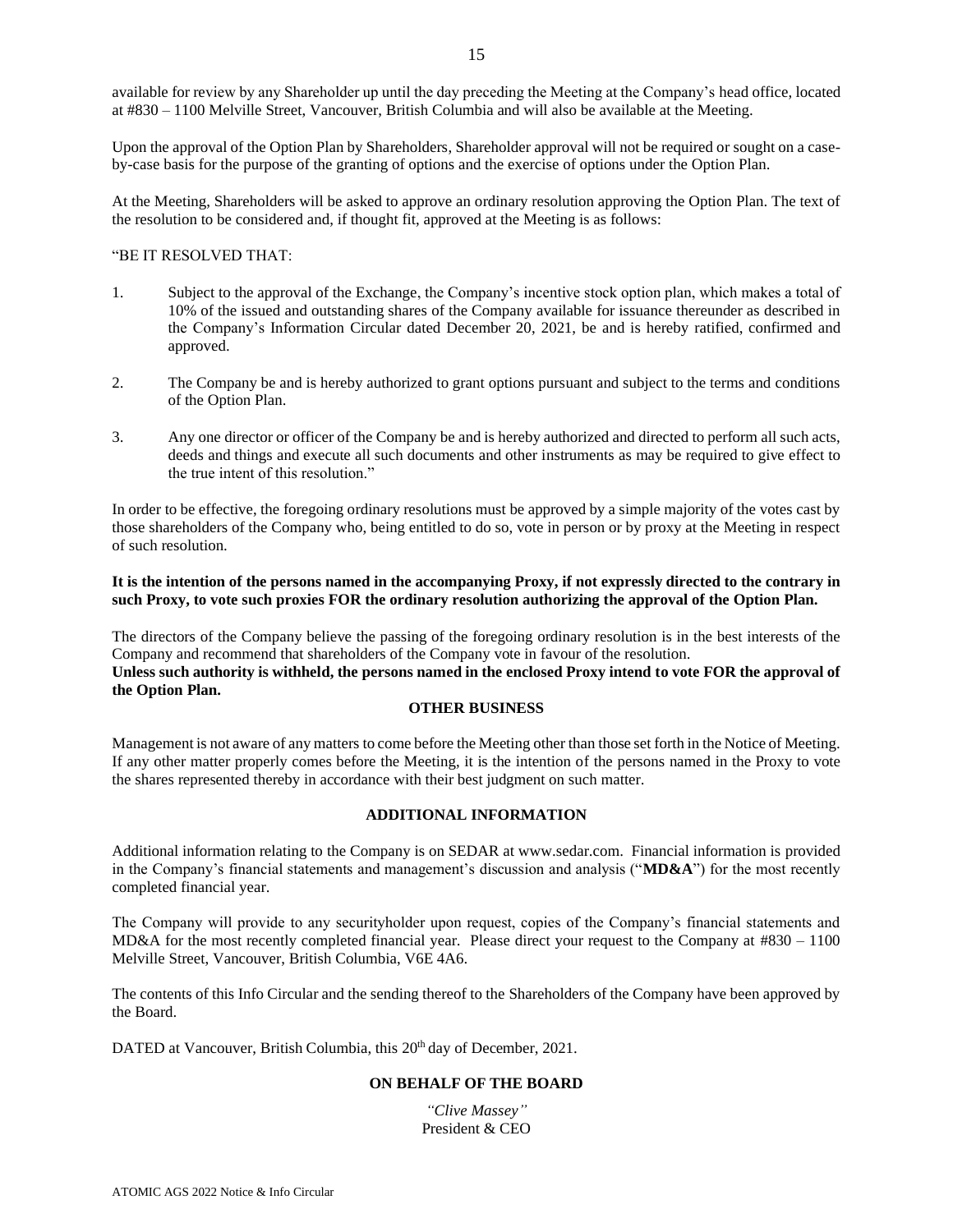available for review by any Shareholder up until the day preceding the Meeting at the Company's head office, located at #830 – 1100 Melville Street, Vancouver, British Columbia and will also be available at the Meeting.

Upon the approval of the Option Plan by Shareholders, Shareholder approval will not be required or sought on a case-by-case basis for the purpose of the granting of options and the exercise of options under the Option Plan.

At the Meeting, Shareholders will be asked to approve an ordinary resolution approving the Option Plan. The text of the resolution to be considered and, if thought fit, approved at the Meeting is as follows:

"BE IT RESOLVED THAT:

1. Subject to the approval of the Exchange, the Company's incentive stock option plan, which makes a total of 10% of the issued and outstanding shares of the Company available for issuance thereunder as described in the Company's Information Circular dated December 20, 2021, be and is hereby ratified, confirmed and approved.

2. The Company be and is hereby authorized to grant options pursuant and subject to the terms and conditions of the Option Plan.

3. Any one director or officer of the Company be and is hereby authorized and directed to perform all such acts, deeds and things and execute all such documents and other instruments as may be required to give effect to the true intent of this resolution."

In order to be effective, the foregoing ordinary resolutions must be approved by a simple majority of the votes cast by those shareholders of the Company who, being entitled to do so, vote in person or by proxy at the Meeting in respect of such resolution.

**It is the intention of the persons named in the accompanying Proxy, if not expressly directed to the contrary in such Proxy, to vote such proxies FOR the ordinary resolution authorizing the approval of the Option Plan.**

The directors of the Company believe the passing of the foregoing ordinary resolution is in the best interests of the Company and recommend that shareholders of the Company vote in favour of the resolution.

**Unless such authority is withheld, the persons named in the enclosed Proxy intend to vote FOR the approval of the Option Plan.**

## OTHER BUSINESS

Management is not aware of any matters to come before the Meeting other than those set forth in the Notice of Meeting. If any other matter properly comes before the Meeting, it is the intention of the persons named in the Proxy to vote the shares represented thereby in accordance with their best judgment on such matter.

## ADDITIONAL INFORMATION

Additional information relating to the Company is on SEDAR at www.sedar.com. Financial information is provided in the Company's financial statements and management's discussion and analysis ("**MD&A**") for the most recently completed financial year.

The Company will provide to any securityholder upon request, copies of the Company's financial statements and MD&A for the most recently completed financial year. Please direct your request to the Company at #830 – 1100 Melville Street, Vancouver, British Columbia, V6E 4A6.

The contents of this Info Circular and the sending thereof to the Shareholders of the Company have been approved by the Board.

DATED at Vancouver, British Columbia, this 20th day of December, 2021.

**ON BEHALF OF THE BOARD**

*"Clive Massey"*
President & CEO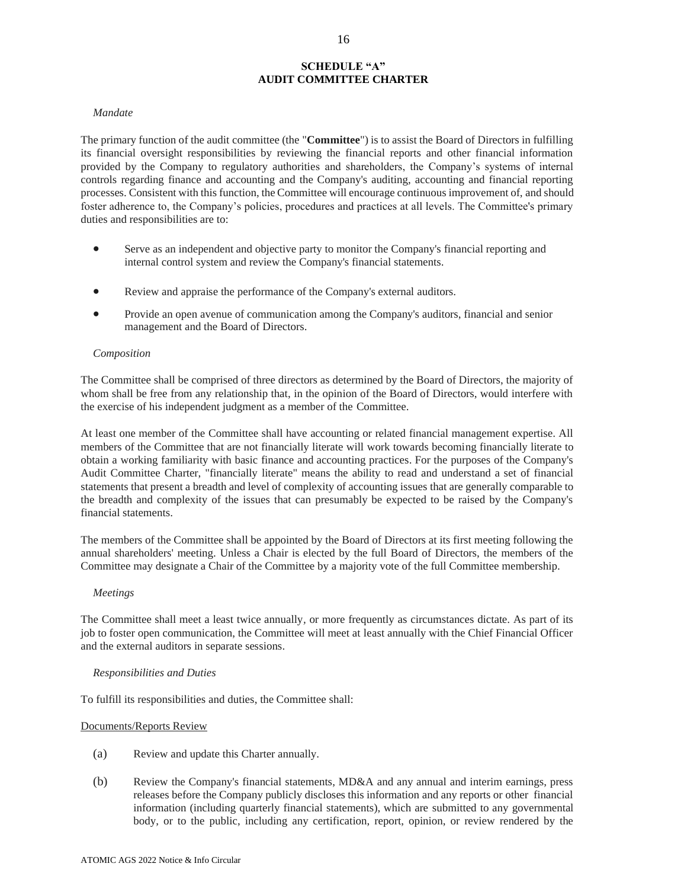# SCHEDULE "A"
# AUDIT COMMITTEE CHARTER

*Mandate*

The primary function of the audit committee (the "**Committee**") is to assist the Board of Directors in fulfilling its financial oversight responsibilities by reviewing the financial reports and other financial information provided by the Company to regulatory authorities and shareholders, the Company's systems of internal controls regarding finance and accounting and the Company's auditing, accounting and financial reporting processes. Consistent with this function, the Committee will encourage continuous improvement of, and should foster adherence to, the Company's policies, procedures and practices at all levels. The Committee's primary duties and responsibilities are to:

- Serve as an independent and objective party to monitor the Company's financial reporting and internal control system and review the Company's financial statements.
- Review and appraise the performance of the Company's external auditors.
- Provide an open avenue of communication among the Company's auditors, financial and senior management and the Board of Directors.

*Composition*

The Committee shall be comprised of three directors as determined by the Board of Directors, the majority of whom shall be free from any relationship that, in the opinion of the Board of Directors, would interfere with the exercise of his independent judgment as a member of the Committee.

At least one member of the Committee shall have accounting or related financial management expertise. All members of the Committee that are not financially literate will work towards becoming financially literate to obtain a working familiarity with basic finance and accounting practices. For the purposes of the Company's Audit Committee Charter, "financially literate" means the ability to read and understand a set of financial statements that present a breadth and level of complexity of accounting issues that are generally comparable to the breadth and complexity of the issues that can presumably be expected to be raised by the Company's financial statements.

The members of the Committee shall be appointed by the Board of Directors at its first meeting following the annual shareholders' meeting. Unless a Chair is elected by the full Board of Directors, the members of the Committee may designate a Chair of the Committee by a majority vote of the full Committee membership.

*Meetings*

The Committee shall meet a least twice annually, or more frequently as circumstances dictate. As part of its job to foster open communication, the Committee will meet at least annually with the Chief Financial Officer and the external auditors in separate sessions.

*Responsibilities and Duties*

To fulfill its responsibilities and duties, the Committee shall:

<u>Documents/Reports Review</u>

(a) Review and update this Charter annually.

(b) Review the Company's financial statements, MD&A and any annual and interim earnings, press releases before the Company publicly discloses this information and any reports or other financial information (including quarterly financial statements), which are submitted to any governmental body, or to the public, including any certification, report, opinion, or review rendered by the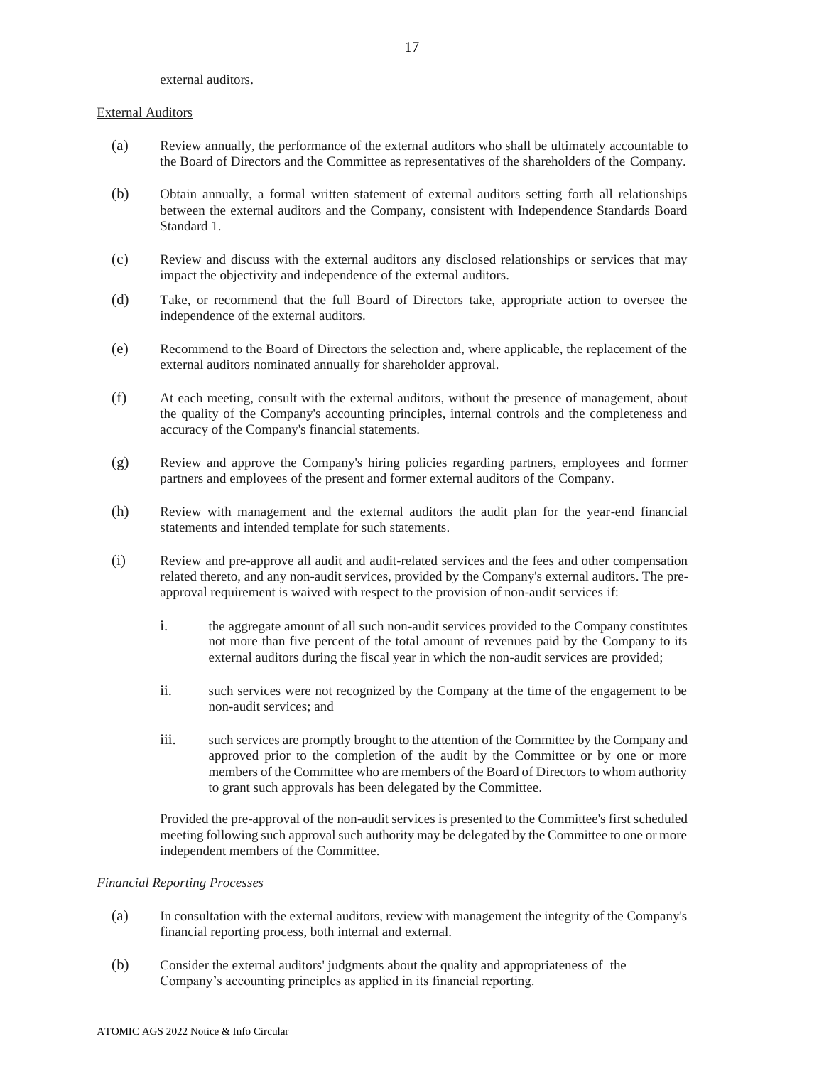external auditors.

External Auditors

(a) Review annually, the performance of the external auditors who shall be ultimately accountable to the Board of Directors and the Committee as representatives of the shareholders of the Company.

(b) Obtain annually, a formal written statement of external auditors setting forth all relationships between the external auditors and the Company, consistent with Independence Standards Board Standard 1.

(c) Review and discuss with the external auditors any disclosed relationships or services that may impact the objectivity and independence of the external auditors.

(d) Take, or recommend that the full Board of Directors take, appropriate action to oversee the independence of the external auditors.

(e) Recommend to the Board of Directors the selection and, where applicable, the replacement of the external auditors nominated annually for shareholder approval.

(f) At each meeting, consult with the external auditors, without the presence of management, about the quality of the Company's accounting principles, internal controls and the completeness and accuracy of the Company's financial statements.

(g) Review and approve the Company's hiring policies regarding partners, employees and former partners and employees of the present and former external auditors of the Company.

(h) Review with management and the external auditors the audit plan for the year-end financial statements and intended template for such statements.

(i) Review and pre-approve all audit and audit-related services and the fees and other compensation related thereto, and any non-audit services, provided by the Company's external auditors. The pre-approval requirement is waived with respect to the provision of non-audit services if:

    i. the aggregate amount of all such non-audit services provided to the Company constitutes not more than five percent of the total amount of revenues paid by the Company to its external auditors during the fiscal year in which the non-audit services are provided;

    ii. such services were not recognized by the Company at the time of the engagement to be non-audit services; and

    iii. such services are promptly brought to the attention of the Committee by the Company and approved prior to the completion of the audit by the Committee or by one or more members of the Committee who are members of the Board of Directors to whom authority to grant such approvals has been delegated by the Committee.

    Provided the pre-approval of the non-audit services is presented to the Committee's first scheduled meeting following such approval such authority may be delegated by the Committee to one or more independent members of the Committee.

*Financial Reporting Processes*

(a) In consultation with the external auditors, review with management the integrity of the Company's financial reporting process, both internal and external.

(b) Consider the external auditors' judgments about the quality and appropriateness of the Company's accounting principles as applied in its financial reporting.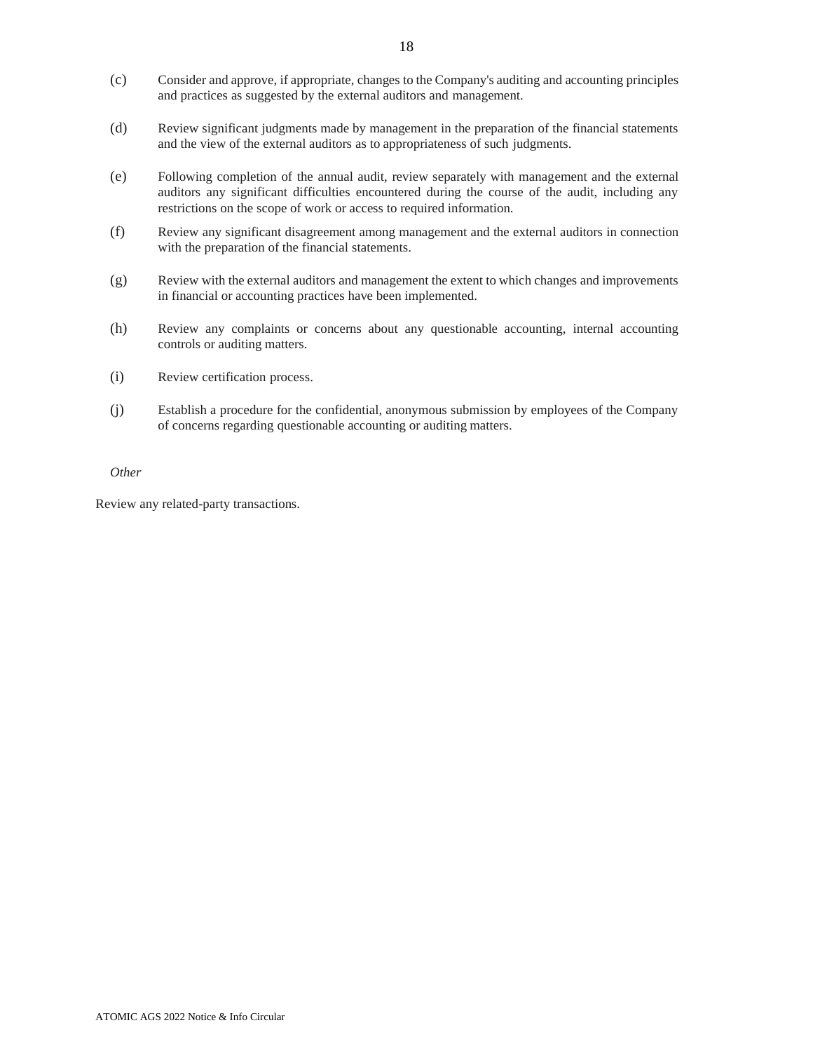(c) Consider and approve, if appropriate, changes to the Company's auditing and accounting principles and practices as suggested by the external auditors and management.

(d) Review significant judgments made by management in the preparation of the financial statements and the view of the external auditors as to appropriateness of such judgments.

(e) Following completion of the annual audit, review separately with management and the external auditors any significant difficulties encountered during the course of the audit, including any restrictions on the scope of work or access to required information.

(f) Review any significant disagreement among management and the external auditors in connection with the preparation of the financial statements.

(g) Review with the external auditors and management the extent to which changes and improvements in financial or accounting practices have been implemented.

(h) Review any complaints or concerns about any questionable accounting, internal accounting controls or auditing matters.

(i) Review certification process.

(j) Establish a procedure for the confidential, anonymous submission by employees of the Company of concerns regarding questionable accounting or auditing matters.

*Other*

Review any related-party transactions.